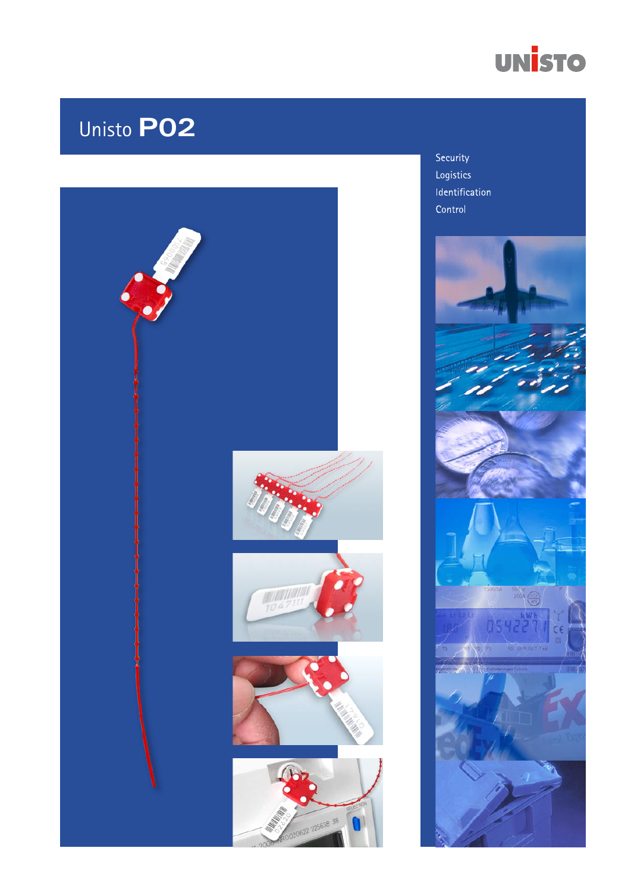UNISTO

# Unisto P02

Security
Logistics
Identification
Control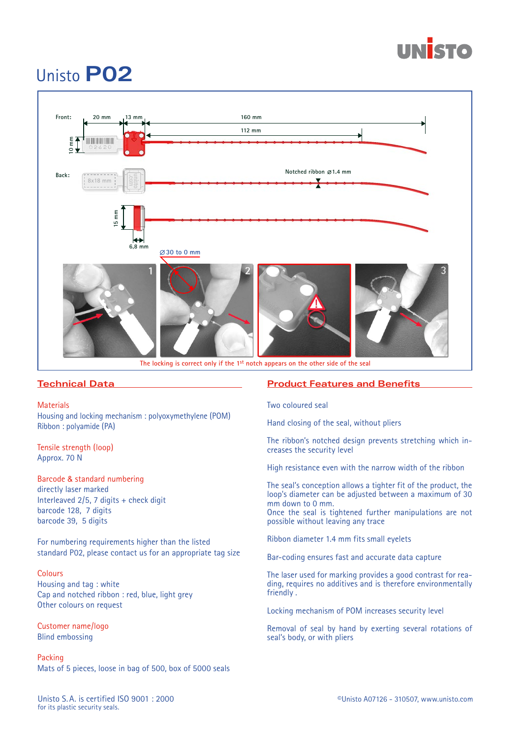# Unisto P02

Front: 20 mm 13 mm 160 mm 112 mm 10 mm

Back: 8x18 mm Notched ribbon ⌀1.4 mm

15 mm

6,8 mm

⌀30 to 0 mm

1 2 3

The locking is correct only if the 1st notch appears on the other side of the seal

## Technical Data

**Materials**

Housing and locking mechanism : polyoxymethylene (POM)
Ribbon : polyamide (PA)

**Tensile strength (loop)**

Approx. 70 N

**Barcode & standard numbering**

directly laser marked
Interleaved 2/5, 7 digits + check digit
barcode 128, 7 digits
barcode 39, 5 digits

For numbering requirements higher than the listed standard P02, please contact us for an appropriate tag size

**Colours**

Housing and tag : white
Cap and notched ribbon : red, blue, light grey
Other colours on request

**Customer name/logo**

Blind embossing

**Packing**

Mats of 5 pieces, loose in bag of 500, box of 5000 seals

## Product Features and Benefits

Two coloured seal

Hand closing of the seal, without pliers

The ribbon's notched design prevents stretching which increases the security level

High resistance even with the narrow width of the ribbon

The seal's conception allows a tighter fit of the product, the loop's diameter can be adjusted between a maximum of 30 mm down to 0 mm.
Once the seal is tightened further manipulations are not possible without leaving any trace

Ribbon diameter 1.4 mm fits small eyelets

Bar-coding ensures fast and accurate data capture

The laser used for marking provides a good contrast for reading, requires no additives and is therefore environmentally friendly .

Locking mechanism of POM increases security level

Removal of seal by hand by exerting several rotations of seal's body, or with pliers

Unisto S.A. is certified ISO 9001 : 2000
for its plastic security seals.

©Unisto A07126 - 310507, www.unisto.com